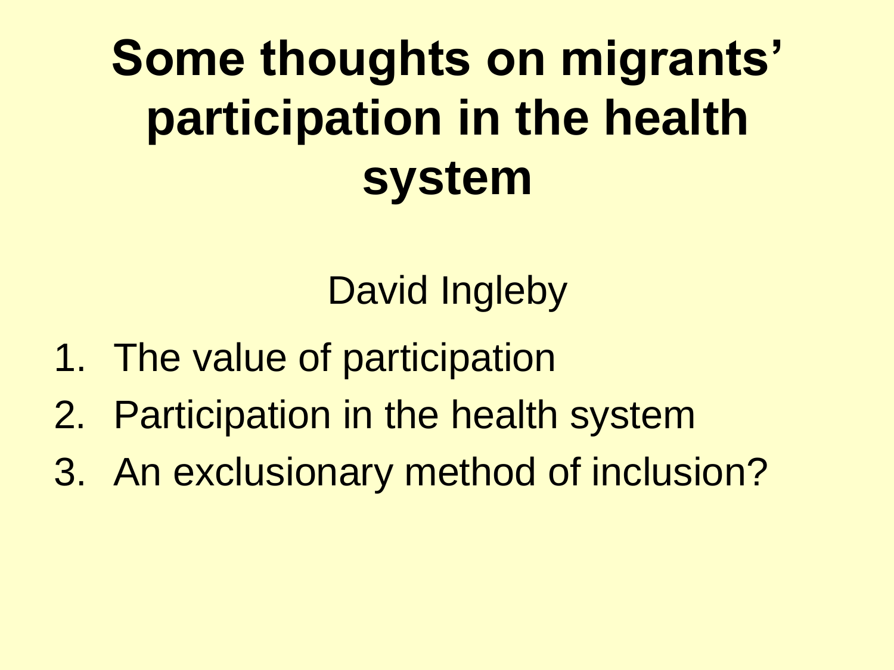# Some thoughts on migrants' participation in the health system

David Ingleby

1. The value of participation
2. Participation in the health system
3. An exclusionary method of inclusion?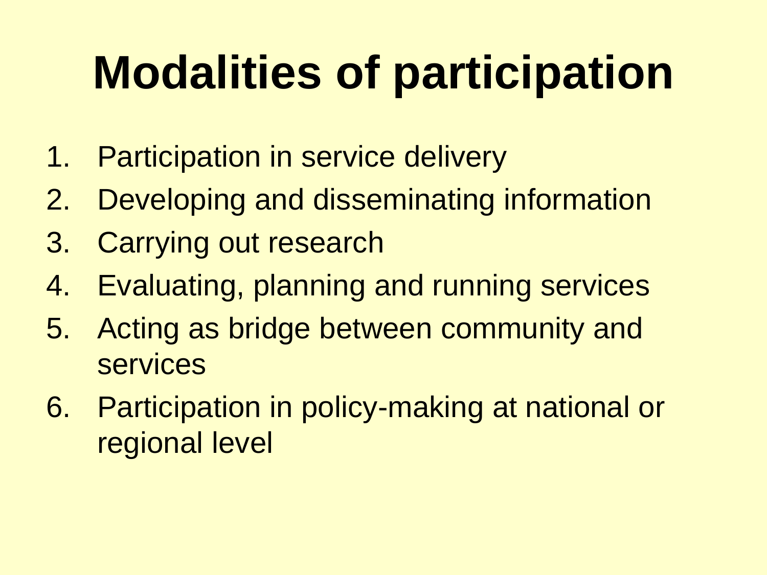# Modalities of participation

1. Participation in service delivery
2. Developing and disseminating information
3. Carrying out research
4. Evaluating, planning and running services
5. Acting as bridge between community and services
6. Participation in policy-making at national or regional level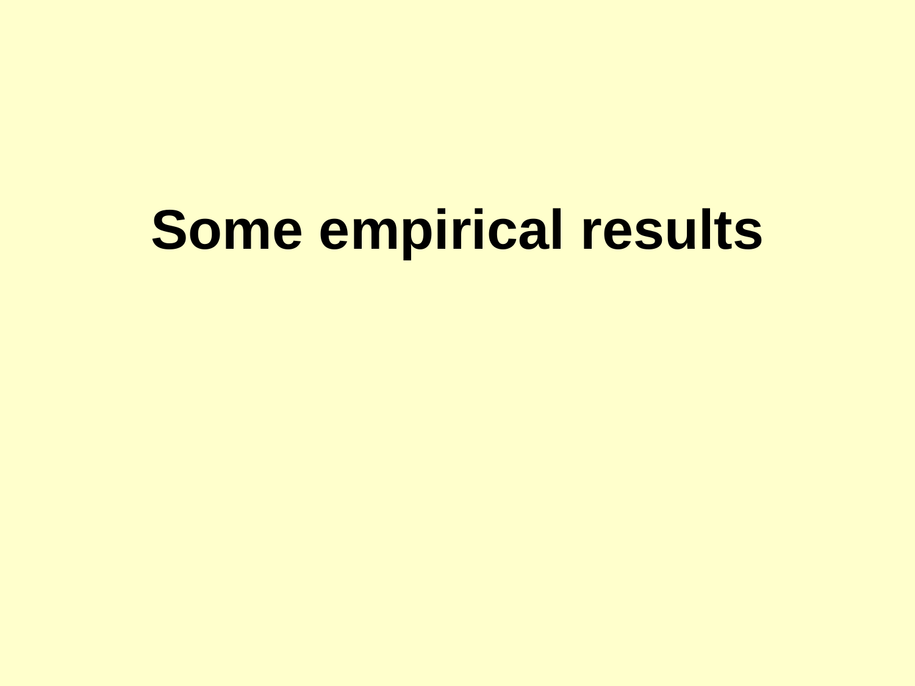# Some empirical results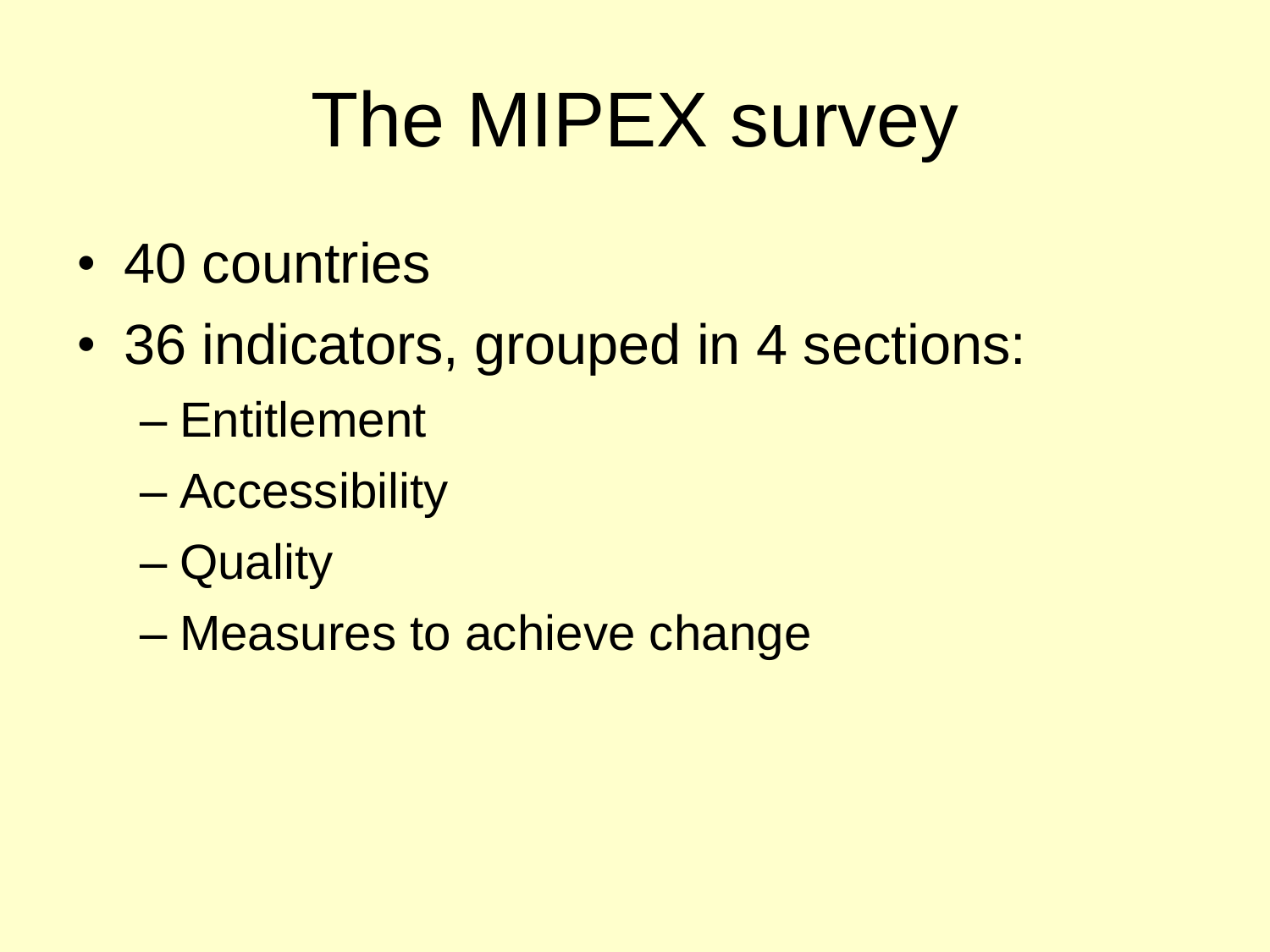# The MIPEX survey

- 40 countries
- 36 indicators, grouped in 4 sections:
  - Entitlement
  - Accessibility
  - Quality
  - Measures to achieve change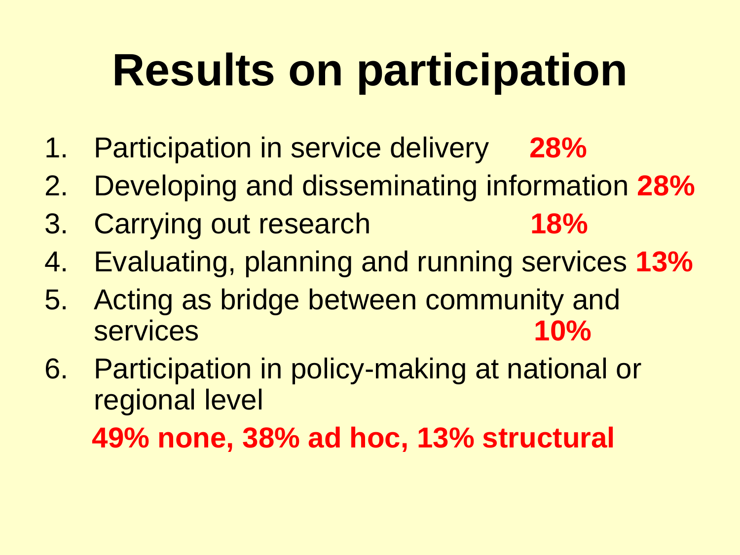# Results on participation

1. Participation in service delivery **28%**
2. Developing and disseminating information **28%**
3. Carrying out research **18%**
4. Evaluating, planning and running services **13%**
5. Acting as bridge between community and services **10%**
6. Participation in policy-making at national or regional level

   **49% none, 38% ad hoc, 13% structural**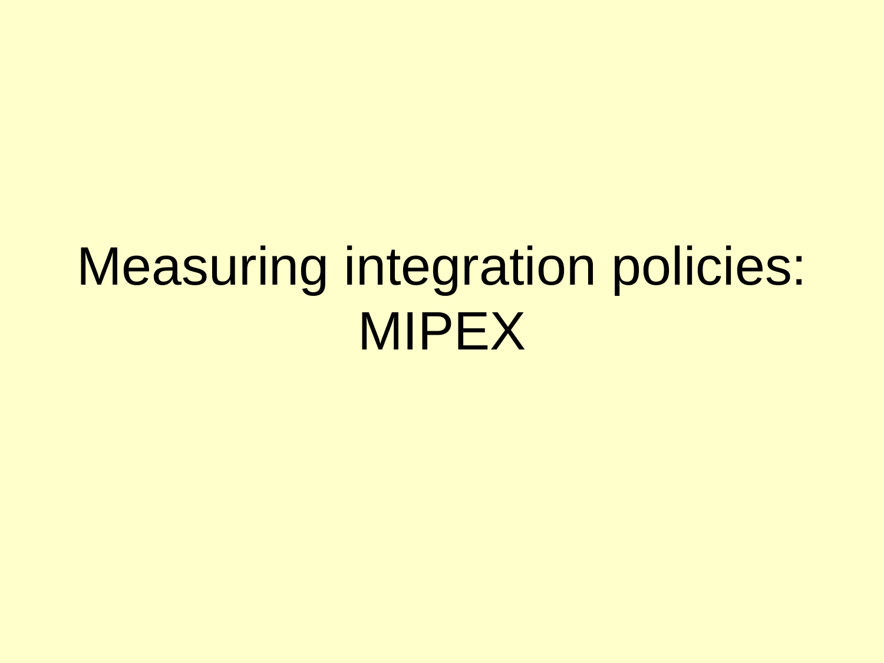# Measuring integration policies: MIPEX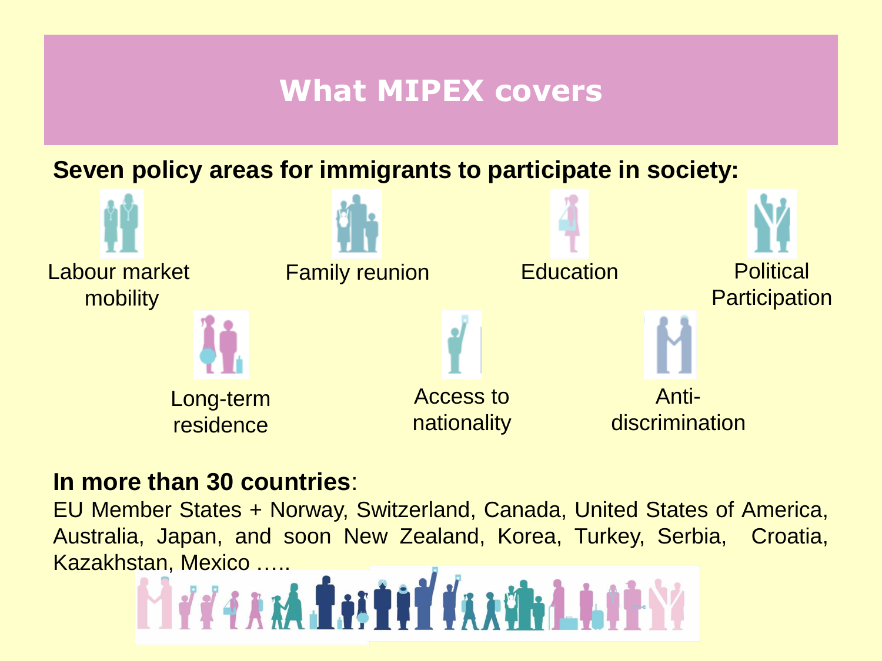# What MIPEX covers

**Seven policy areas for immigrants to participate in society:**

- Labour market mobility
- Family reunion
- Education
- Political Participation
- Long-term residence
- Access to nationality
- Anti-discrimination

**In more than 30 countries**:

EU Member States + Norway, Switzerland, Canada, United States of America, Australia, Japan, and soon New Zealand, Korea, Turkey, Serbia, Croatia, Kazakhstan, Mexico …..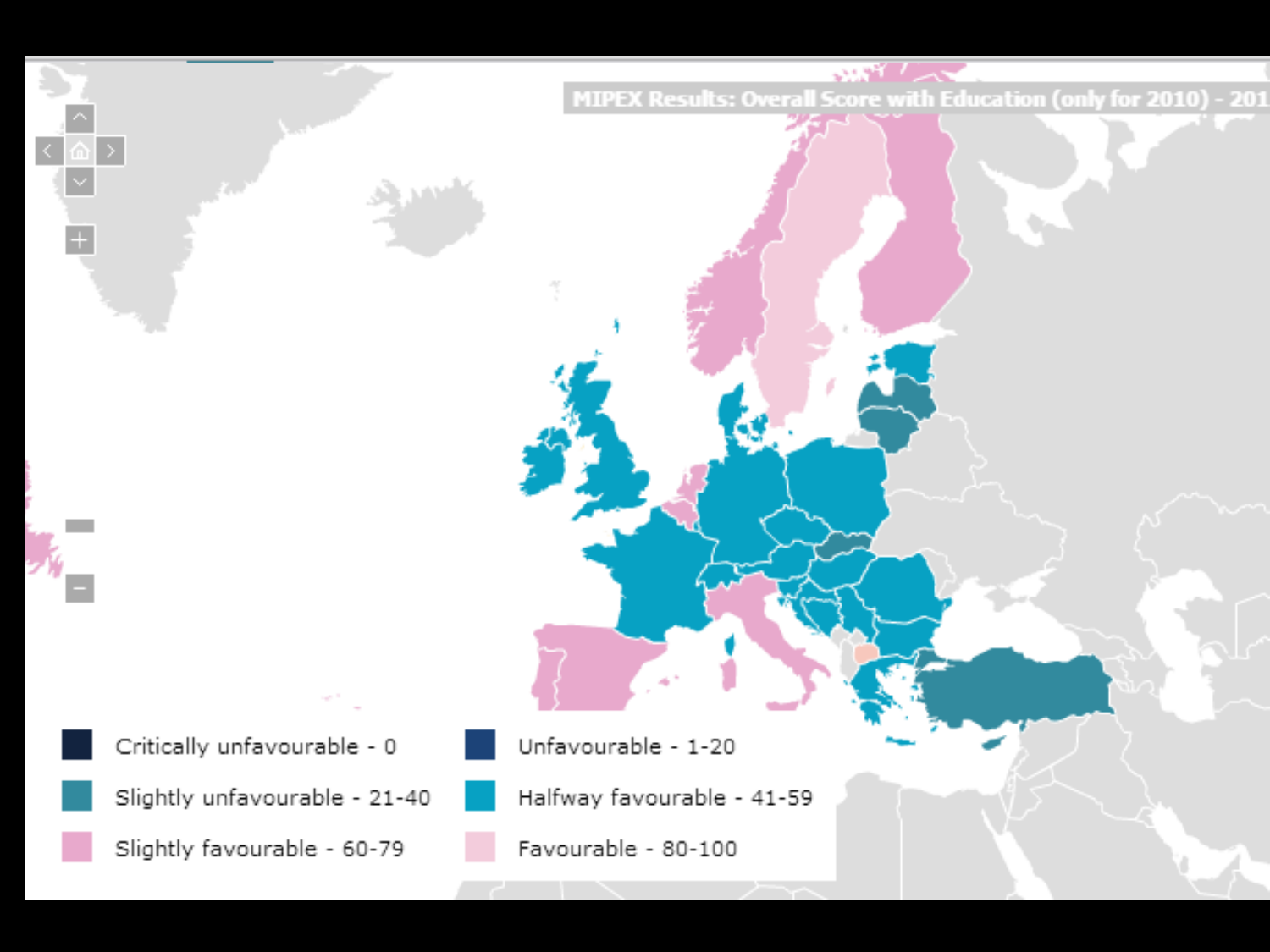MIPEX Results: Overall Score with Education (only for 2010) - 201

Critically unfavourable - 0

Unfavourable - 1-20

Slightly unfavourable - 21-40

Halfway favourable - 41-59

Slightly favourable - 60-79

Favourable - 80-100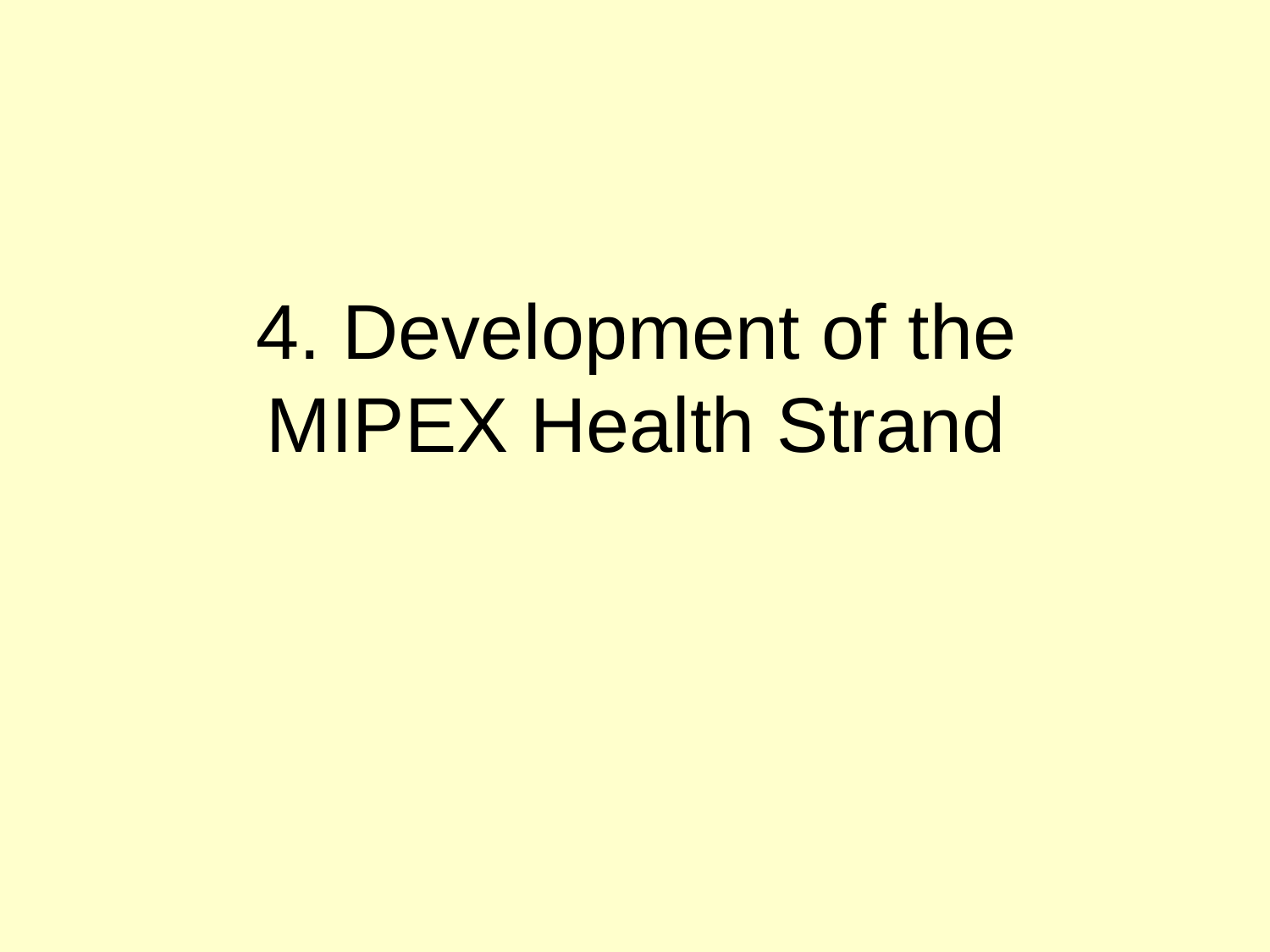# 4. Development of the MIPEX Health Strand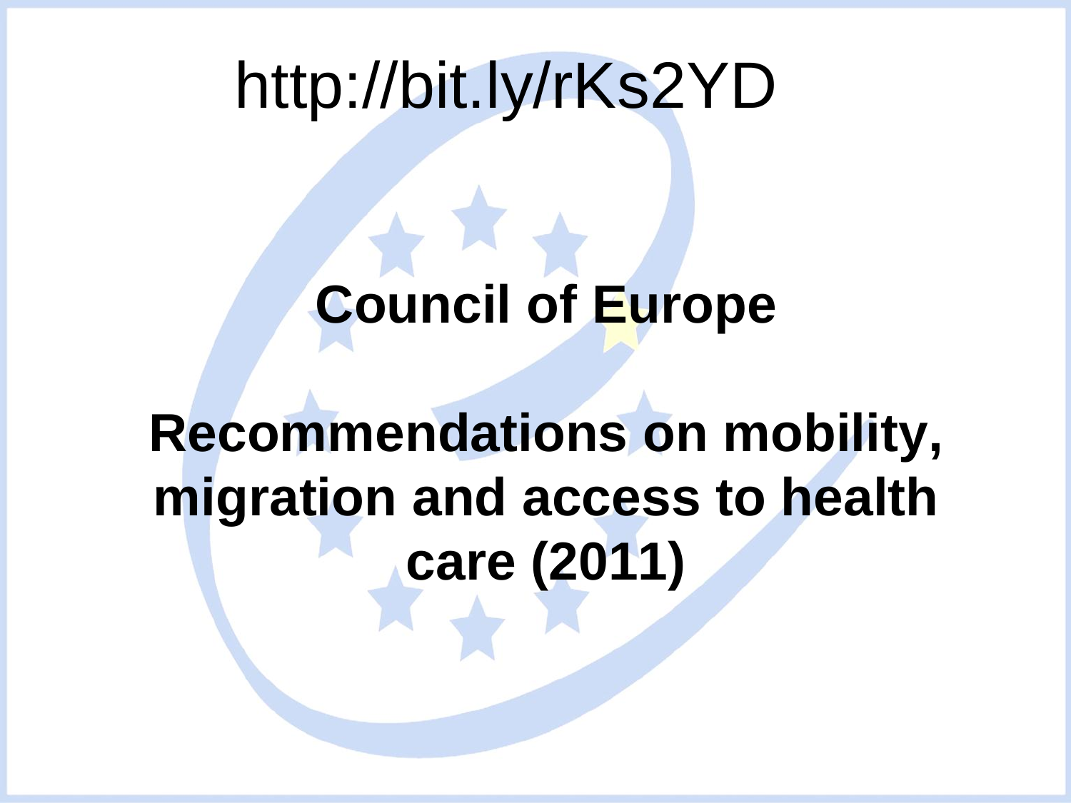http://bit.ly/rKs2YD

**Council of Europe**

**Recommendations on mobility, migration and access to health care (2011)**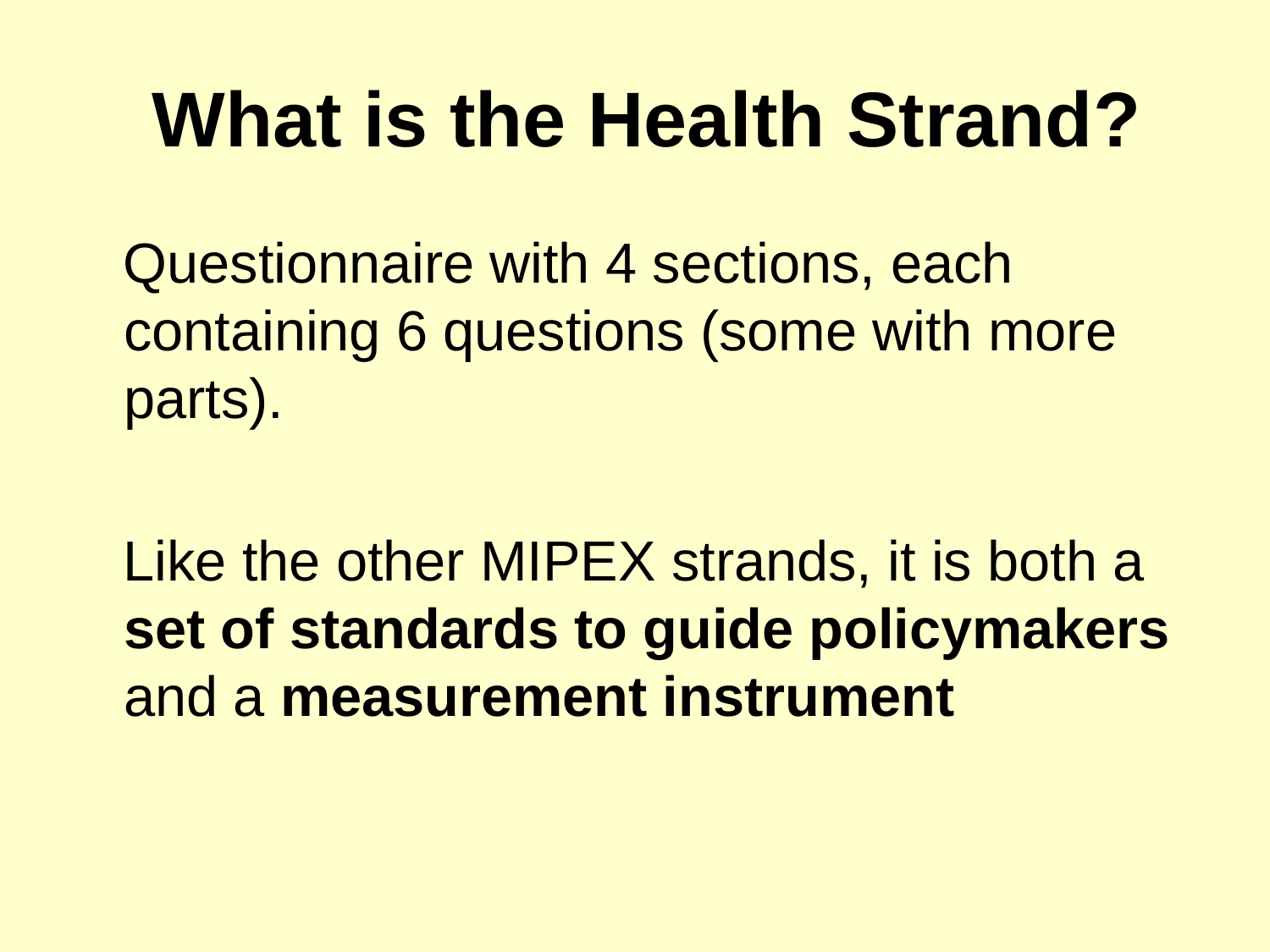# What is the Health Strand?

Questionnaire with 4 sections, each containing 6 questions (some with more parts).

Like the other MIPEX strands, it is both a **set of standards to guide policymakers** and a **measurement instrument**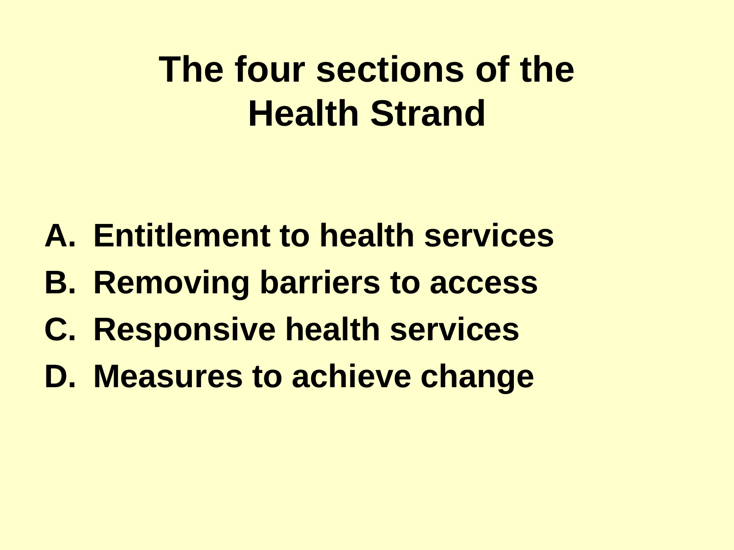# The four sections of the Health Strand

A. Entitlement to health services
B. Removing barriers to access
C. Responsive health services
D. Measures to achieve change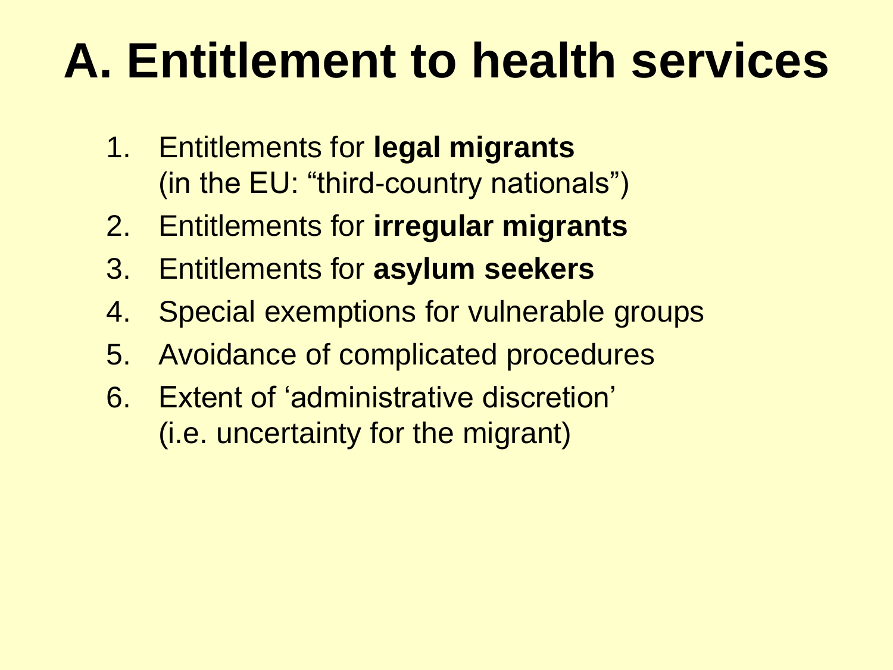# A. Entitlement to health services

1. Entitlements for **legal migrants** (in the EU: “third-country nationals”)
2. Entitlements for **irregular migrants**
3. Entitlements for **asylum seekers**
4. Special exemptions for vulnerable groups
5. Avoidance of complicated procedures
6. Extent of ‘administrative discretion’ (i.e. uncertainty for the migrant)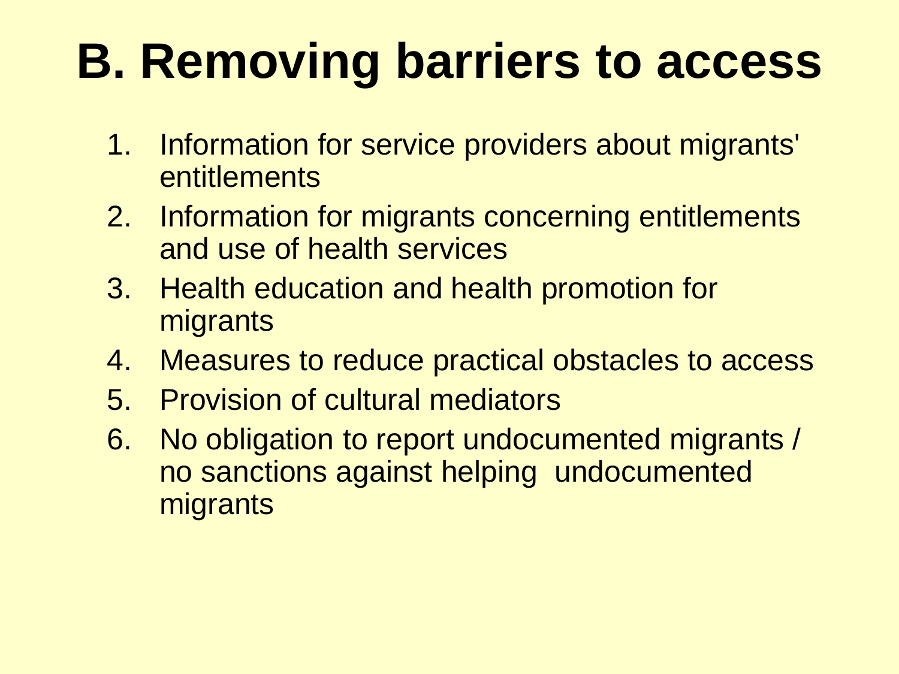# B. Removing barriers to access

1. Information for service providers about migrants' entitlements
2. Information for migrants concerning entitlements and use of health services
3. Health education and health promotion for migrants
4. Measures to reduce practical obstacles to access
5. Provision of cultural mediators
6. No obligation to report undocumented migrants / no sanctions against helping undocumented migrants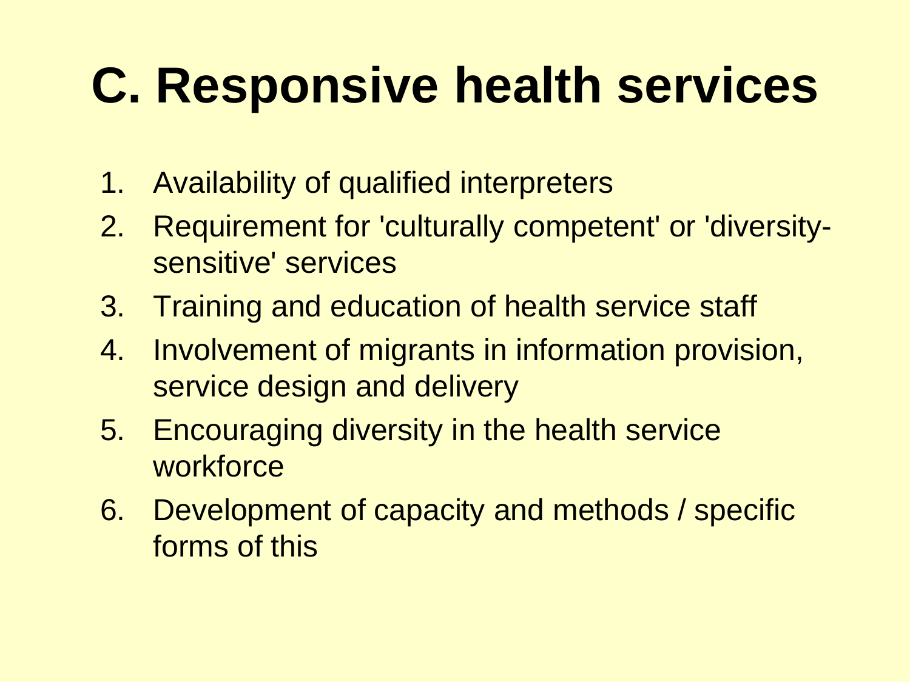# C. Responsive health services

1. Availability of qualified interpreters
2. Requirement for 'culturally competent' or 'diversity-sensitive' services
3. Training and education of health service staff
4. Involvement of migrants in information provision, service design and delivery
5. Encouraging diversity in the health service workforce
6. Development of capacity and methods / specific forms of this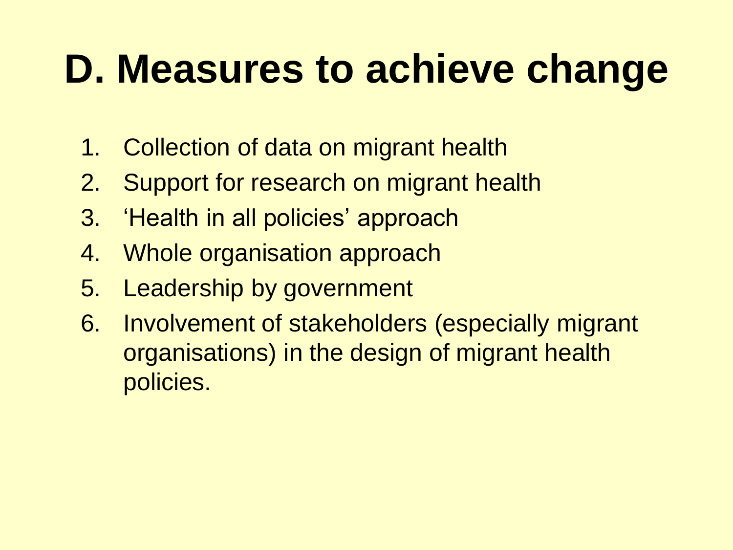# D. Measures to achieve change

1. Collection of data on migrant health
2. Support for research on migrant health
3. 'Health in all policies' approach
4. Whole organisation approach
5. Leadership by government
6. Involvement of stakeholders (especially migrant organisations) in the design of migrant health policies.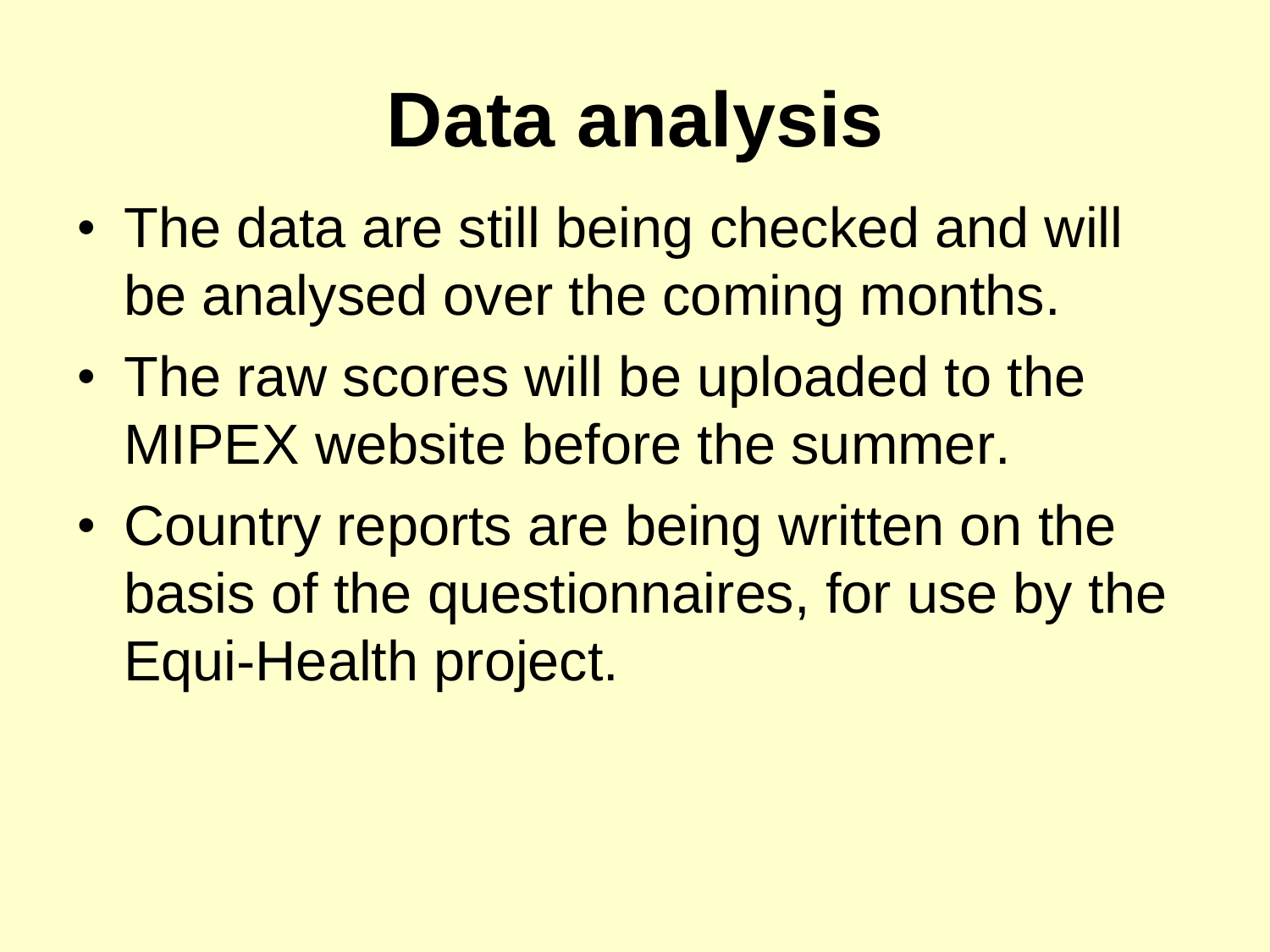# Data analysis

- The data are still being checked and will be analysed over the coming months.
- The raw scores will be uploaded to the MIPEX website before the summer.
- Country reports are being written on the basis of the questionnaires, for use by the Equi-Health project.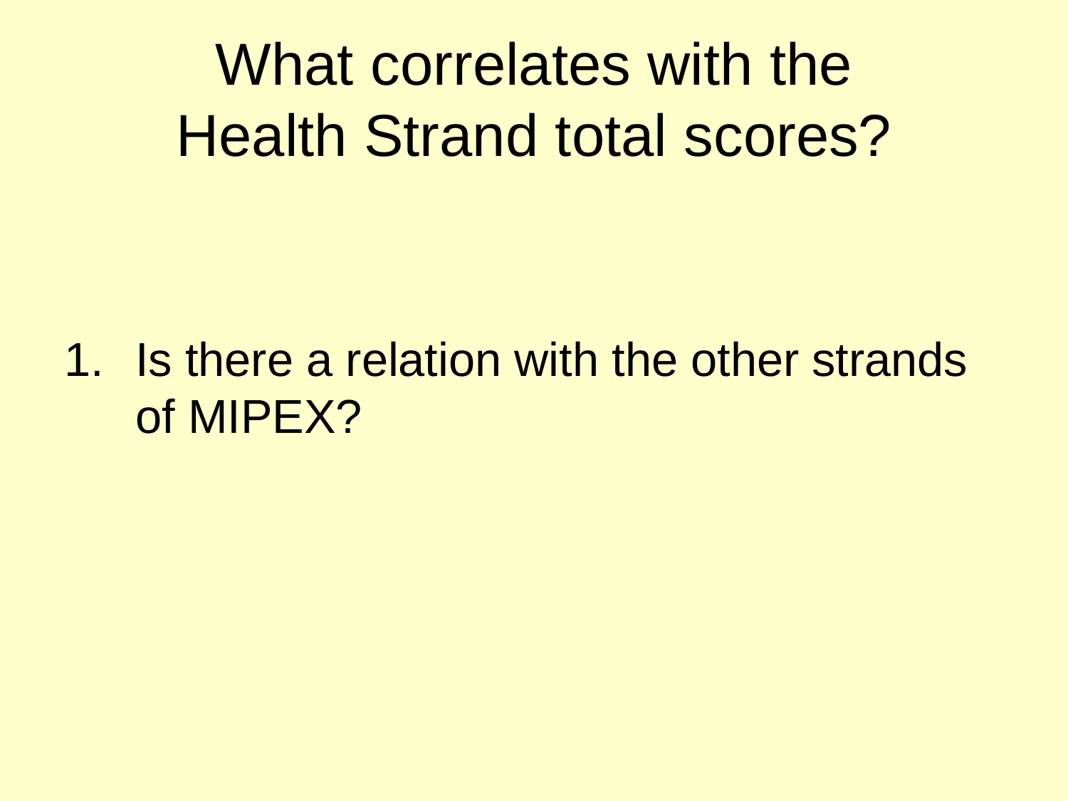# What correlates with the Health Strand total scores?

1. Is there a relation with the other strands of MIPEX?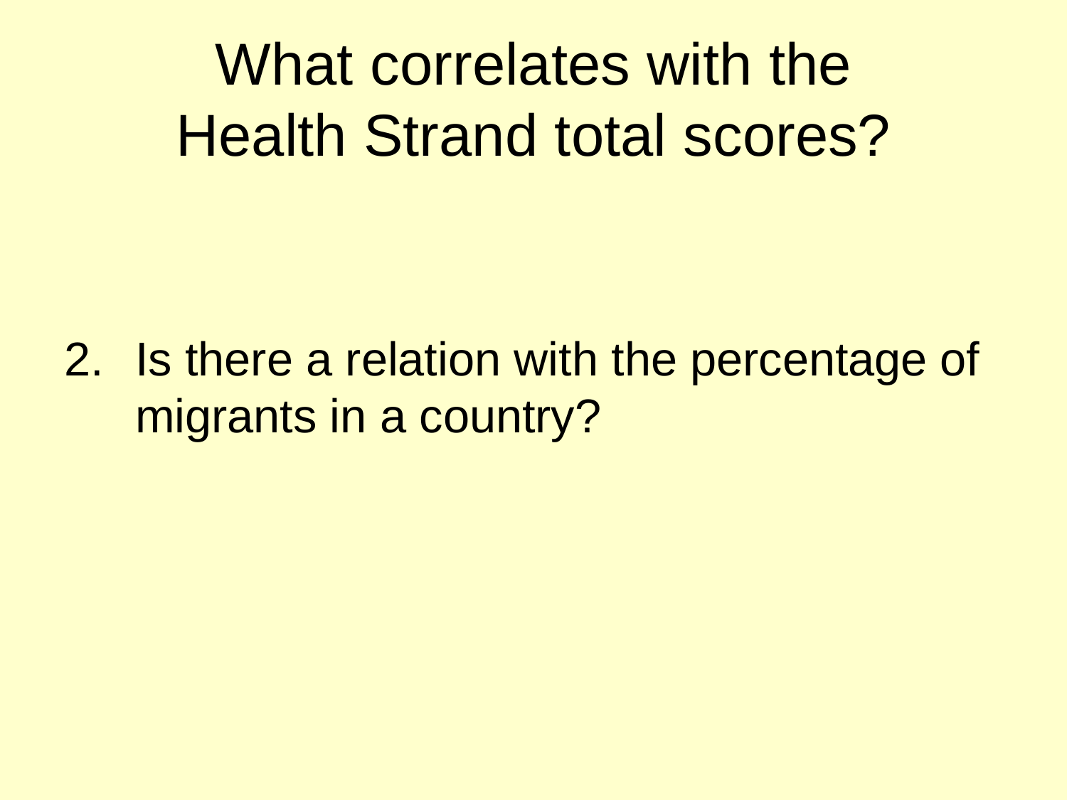# What correlates with the Health Strand total scores?

2. Is there a relation with the percentage of migrants in a country?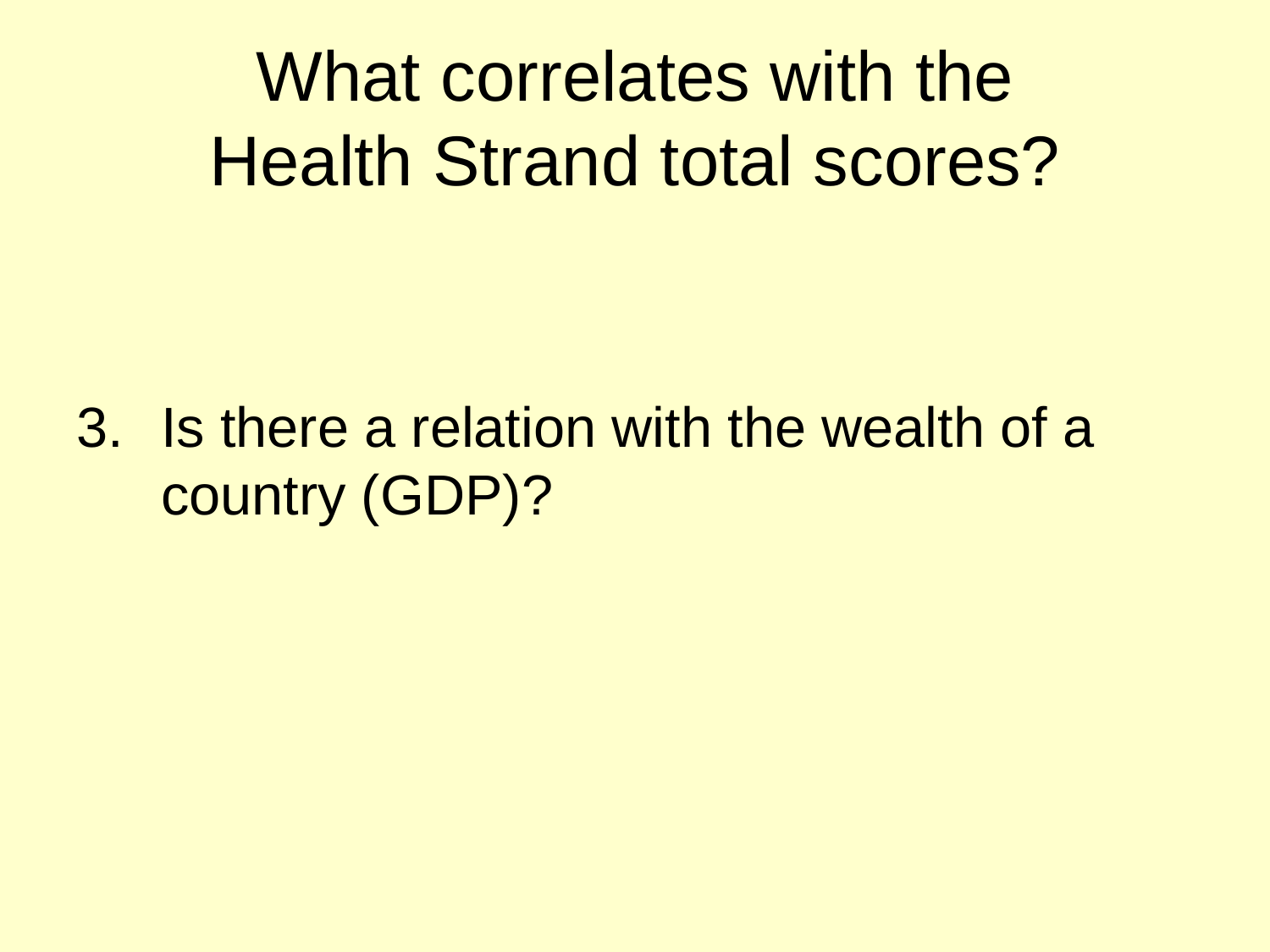# What correlates with the Health Strand total scores?

3. Is there a relation with the wealth of a country (GDP)?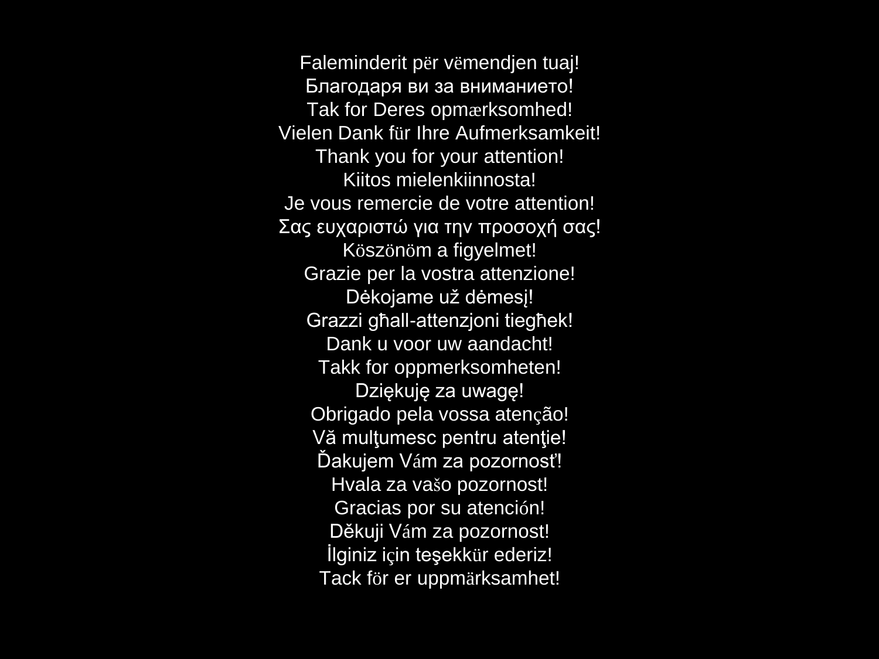Faleminderit për vëmendjen tuaj!
Благодаря ви за вниманието!
Tak for Deres opmærksomhed!
Vielen Dank für Ihre Aufmerksamkeit!
Thank you for your attention!
Kiitos mielenkiinnosta!
Je vous remercie de votre attention!
Σας ευχαριστώ για την προσοχή σας!
Köszönöm a figyelmet!
Grazie per la vostra attenzione!
Dėkojame už dėmesį!
Grazzi għall-attenzjoni tiegħek!
Dank u voor uw aandacht!
Takk for oppmerksomheten!
Dziękuję za uwagę!
Obrigado pela vossa atenção!
Vă mulţumesc pentru atenţie!
Ďakujem Vám za pozornosť!
Hvala za vašo pozornost!
Gracias por su atención!
Děkuji Vám za pozornost!
İlginiz için teşekkür ederiz!
Tack för er uppmärksamhet!